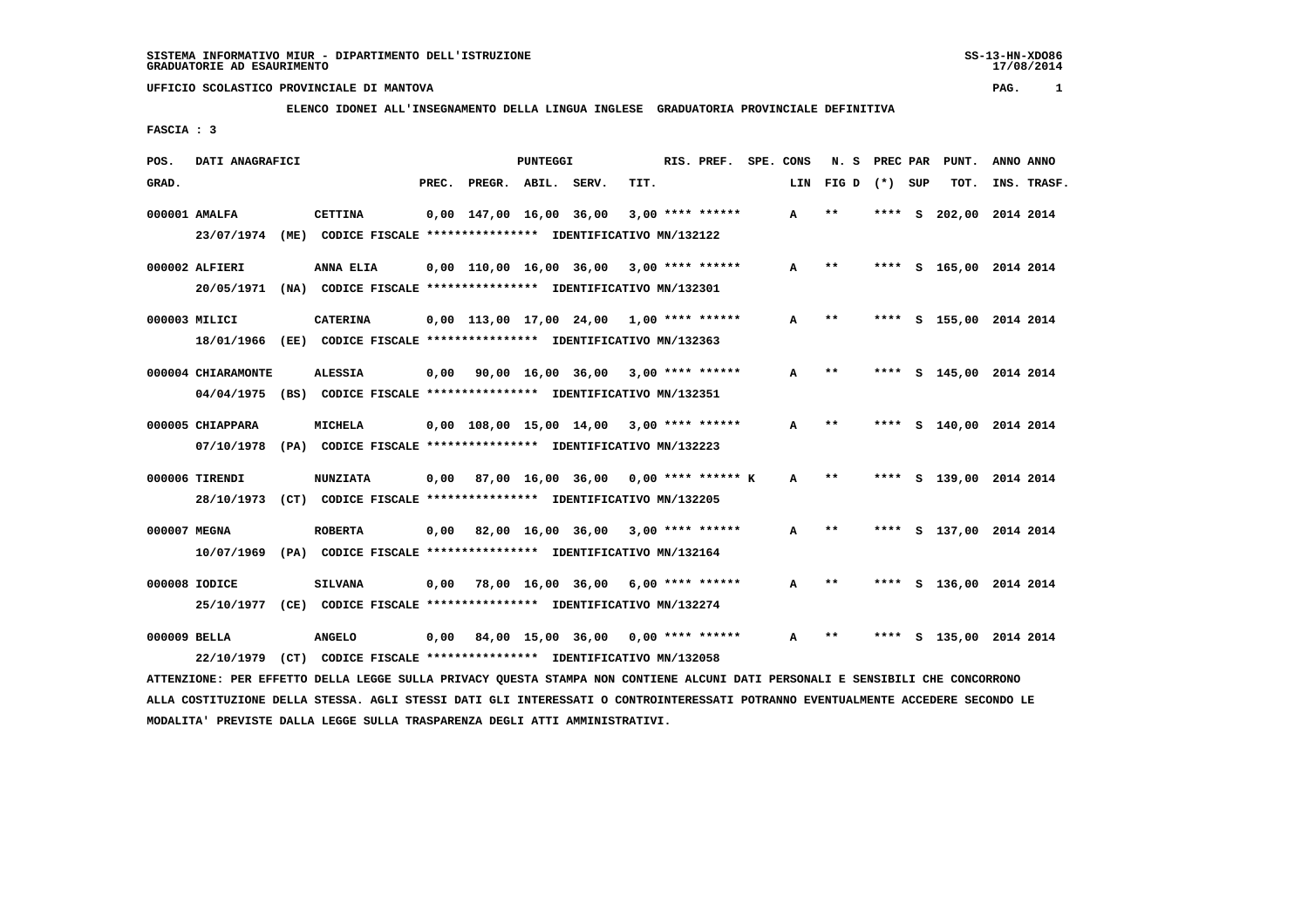SISTEMA INFORMATIVO MIUR - DIPARTIMENTO DELL'ISTRUZIONE
GRADUATORIE AD ESAURIMENTO

SS-13-HN-XDO86
17/08/2014

UFFICIO SCOLASTICO PROVINCIALE DI MANTOVA

**ELENCO IDONEI ALL'INSEGNAMENTO DELLA LINGUA INGLESE GRADUATORIA PROVINCIALE DEFINITIVA**

FASCIA : 3

| POS. GRAD. | DATI ANAGRAFICI | | PREC. | PREGR. | ABIL. | SERV. | TIT. | RIS. PREF. | SPE. CONS | LIN | N. S FIG D | PREC PAR (*) | SUP | PUNT. TOT. | ANNO INS. | ANNO TRASF. |
|---|---|---|---|---|---|---|---|---|---|---|---|---|---|---|---|---|
| 000001 | AMALFA | CETTINA | 0,00 | 147,00 | 16,00 | 36,00 | 3,00 | **** ****** | | A | ** | **** | S | 202,00 | 2014 | 2014 |
| | 23/07/1974 (ME) CODICE FISCALE **************** IDENTIFICATIVO MN/132122 | | | | | | | | | | | | | | | |
| 000002 | ALFIERI | ANNA ELIA | 0,00 | 110,00 | 16,00 | 36,00 | 3,00 | **** ****** | | A | ** | **** | S | 165,00 | 2014 | 2014 |
| | 20/05/1971 (NA) CODICE FISCALE **************** IDENTIFICATIVO MN/132301 | | | | | | | | | | | | | | | |
| 000003 | MILICI | CATERINA | 0,00 | 113,00 | 17,00 | 24,00 | 1,00 | **** ****** | | A | ** | **** | S | 155,00 | 2014 | 2014 |
| | 18/01/1966 (EE) CODICE FISCALE **************** IDENTIFICATIVO MN/132363 | | | | | | | | | | | | | | | |
| 000004 | CHIARAMONTE | ALESSIA | 0,00 | 90,00 | 16,00 | 36,00 | 3,00 | **** ****** | | A | ** | **** | S | 145,00 | 2014 | 2014 |
| | 04/04/1975 (BS) CODICE FISCALE **************** IDENTIFICATIVO MN/132351 | | | | | | | | | | | | | | | |
| 000005 | CHIAPPARA | MICHELA | 0,00 | 108,00 | 15,00 | 14,00 | 3,00 | **** ****** | | A | ** | **** | S | 140,00 | 2014 | 2014 |
| | 07/10/1978 (PA) CODICE FISCALE **************** IDENTIFICATIVO MN/132223 | | | | | | | | | | | | | | | |
| 000006 | TIRENDI | NUNZIATA | 0,00 | 87,00 | 16,00 | 36,00 | 0,00 | **** ****** | K | A | ** | **** | S | 139,00 | 2014 | 2014 |
| | 28/10/1973 (CT) CODICE FISCALE **************** IDENTIFICATIVO MN/132205 | | | | | | | | | | | | | | | |
| 000007 | MEGNA | ROBERTA | 0,00 | 82,00 | 16,00 | 36,00 | 3,00 | **** ****** | | A | ** | **** | S | 137,00 | 2014 | 2014 |
| | 10/07/1969 (PA) CODICE FISCALE **************** IDENTIFICATIVO MN/132164 | | | | | | | | | | | | | | | |
| 000008 | IODICE | SILVANA | 0,00 | 78,00 | 16,00 | 36,00 | 6,00 | **** ****** | | A | ** | **** | S | 136,00 | 2014 | 2014 |
| | 25/10/1977 (CE) CODICE FISCALE **************** IDENTIFICATIVO MN/132274 | | | | | | | | | | | | | | | |
| 000009 | BELLA | ANGELO | 0,00 | 84,00 | 15,00 | 36,00 | 0,00 | **** ****** | | A | ** | **** | S | 135,00 | 2014 | 2014 |
| | 22/10/1979 (CT) CODICE FISCALE **************** IDENTIFICATIVO MN/132058 | | | | | | | | | | | | | | | |

ATTENZIONE: PER EFFETTO DELLA LEGGE SULLA PRIVACY QUESTA STAMPA NON CONTIENE ALCUNI DATI PERSONALI E SENSIBILI CHE CONCORRONO ALLA COSTITUZIONE DELLA STESSA. AGLI STESSI DATI GLI INTERESSATI O CONTROINTERESSATI POTRANNO EVENTUALMENTE ACCEDERE SECONDO LE MODALITA' PREVISTE DALLA LEGGE SULLA TRASPARENZA DEGLI ATTI AMMINISTRATIVI.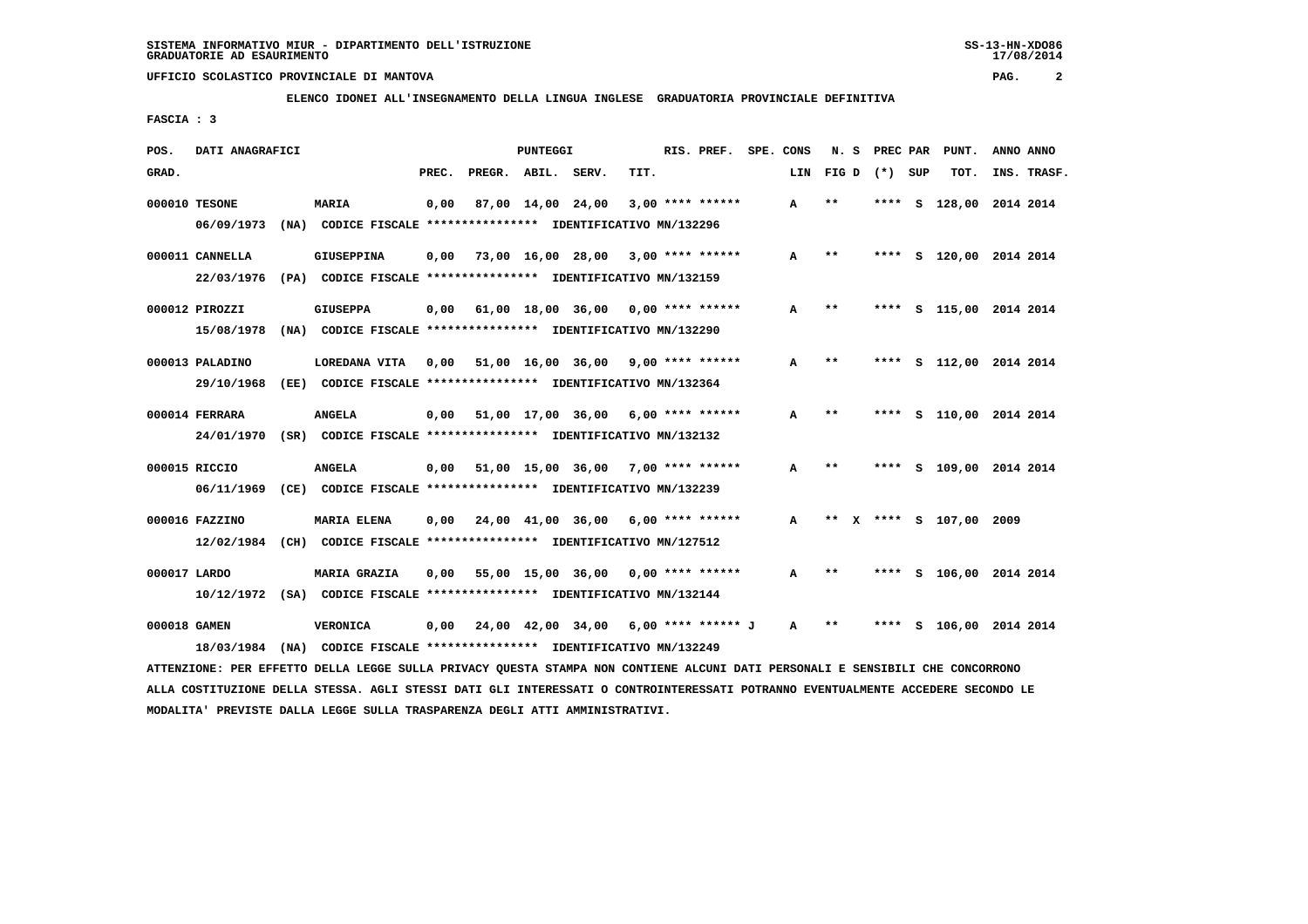**ELENCO IDONEI ALL'INSEGNAMENTO DELLA LINGUA INGLESE GRADUATORIA PROVINCIALE DEFINITIVA**

**FASCIA : 3**

| POS. GRAD. | DATI ANAGRAFICI | | PREC. | PREGR. | ABIL. | SERV. | TIT. | RIS. PREF. | SPE. CONS LIN | N. S FIG D | PREC PAR (*) | SUP | PUNT. TOT. | ANNO INS. | ANNO TRASF. |
|---|---|---|---|---|---|---|---|---|---|---|---|---|---|---|---|
| 000010 | TESONE | MARIA | 0,00 | 87,00 | 14,00 | 24,00 | 3,00 | **** ****** | A | ** | **** | S | 128,00 | 2014 | 2014 |
| | 06/09/1973 (NA) CODICE FISCALE **************** IDENTIFICATIVO MN/132296 | | | | | | | | | | | | | | |
| 000011 | CANNELLA | GIUSEPPINA | 0,00 | 73,00 | 16,00 | 28,00 | 3,00 | **** ****** | A | ** | **** | S | 120,00 | 2014 | 2014 |
| | 22/03/1976 (PA) CODICE FISCALE **************** IDENTIFICATIVO MN/132159 | | | | | | | | | | | | | | |
| 000012 | PIROZZI | GIUSEPPA | 0,00 | 61,00 | 18,00 | 36,00 | 0,00 | **** ****** | A | ** | **** | S | 115,00 | 2014 | 2014 |
| | 15/08/1978 (NA) CODICE FISCALE **************** IDENTIFICATIVO MN/132290 | | | | | | | | | | | | | | |
| 000013 | PALADINO | LOREDANA VITA | 0,00 | 51,00 | 16,00 | 36,00 | 9,00 | **** ****** | A | ** | **** | S | 112,00 | 2014 | 2014 |
| | 29/10/1968 (EE) CODICE FISCALE **************** IDENTIFICATIVO MN/132364 | | | | | | | | | | | | | | |
| 000014 | FERRARA | ANGELA | 0,00 | 51,00 | 17,00 | 36,00 | 6,00 | **** ****** | A | ** | **** | S | 110,00 | 2014 | 2014 |
| | 24/01/1970 (SR) CODICE FISCALE **************** IDENTIFICATIVO MN/132132 | | | | | | | | | | | | | | |
| 000015 | RICCIO | ANGELA | 0,00 | 51,00 | 15,00 | 36,00 | 7,00 | **** ****** | A | ** | **** | S | 109,00 | 2014 | 2014 |
| | 06/11/1969 (CE) CODICE FISCALE **************** IDENTIFICATIVO MN/132239 | | | | | | | | | | | | | | |
| 000016 | FAZZINO | MARIA ELENA | 0,00 | 24,00 | 41,00 | 36,00 | 6,00 | **** ****** | A | ** X | **** | S | 107,00 | 2009 | |
| | 12/02/1984 (CH) CODICE FISCALE **************** IDENTIFICATIVO MN/127512 | | | | | | | | | | | | | | |
| 000017 | LARDO | MARIA GRAZIA | 0,00 | 55,00 | 15,00 | 36,00 | 0,00 | **** ****** | A | ** | **** | S | 106,00 | 2014 | 2014 |
| | 10/12/1972 (SA) CODICE FISCALE **************** IDENTIFICATIVO MN/132144 | | | | | | | | | | | | | | |
| 000018 | GAMEN | VERONICA | 0,00 | 24,00 | 42,00 | 34,00 | 6,00 | **** ****** J | A | ** | **** | S | 106,00 | 2014 | 2014 |
| | 18/03/1984 (NA) CODICE FISCALE **************** IDENTIFICATIVO MN/132249 | | | | | | | | | | | | | | |

ATTENZIONE: PER EFFETTO DELLA LEGGE SULLA PRIVACY QUESTA STAMPA NON CONTIENE ALCUNI DATI PERSONALI E SENSIBILI CHE CONCORRONO ALLA COSTITUZIONE DELLA STESSA. AGLI STESSI DATI GLI INTERESSATI O CONTROINTERESSATI POTRANNO EVENTUALMENTE ACCEDERE SECONDO LE MODALITA' PREVISTE DALLA LEGGE SULLA TRASPARENZA DEGLI ATTI AMMINISTRATIVI.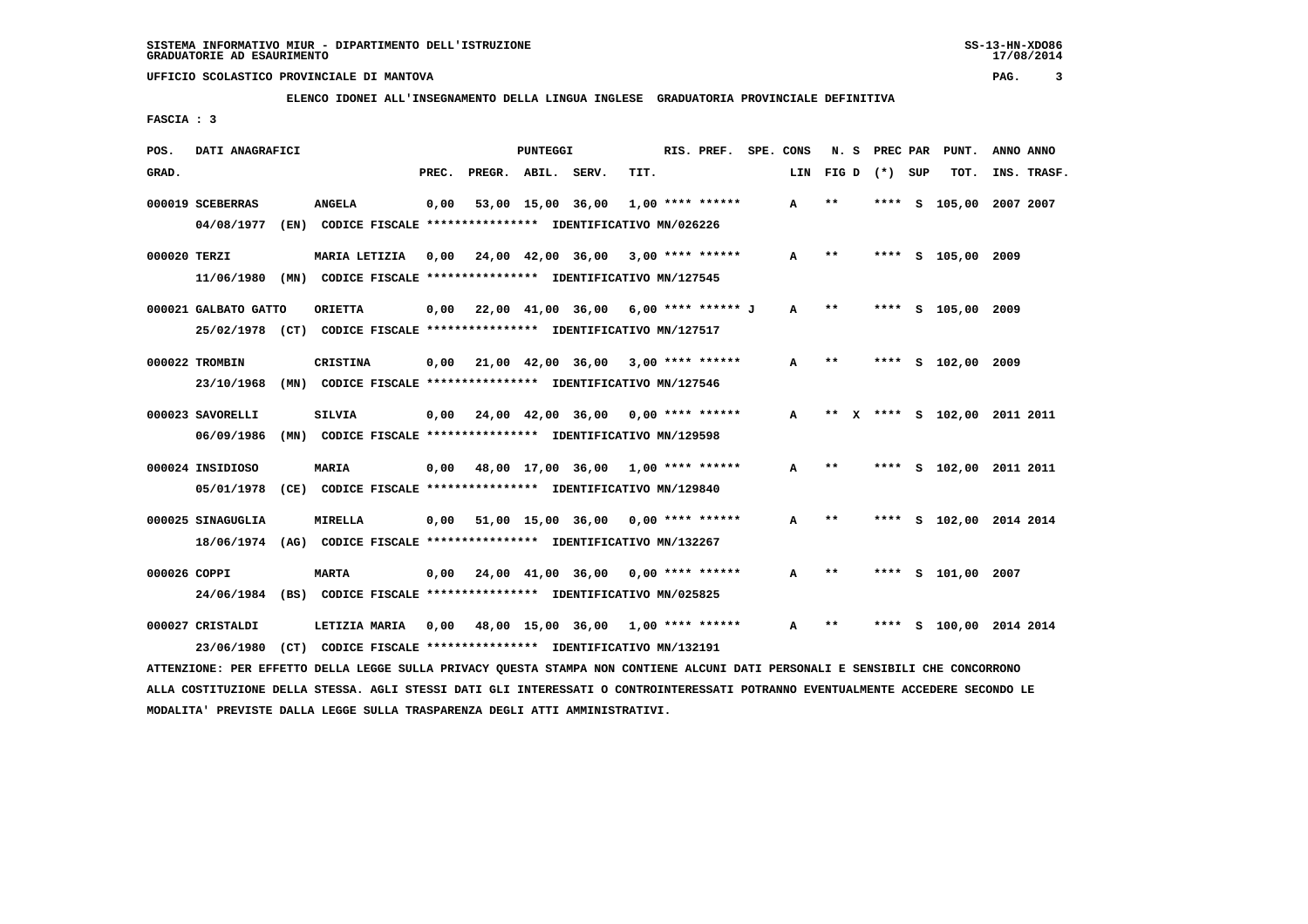SISTEMA INFORMATIVO MIUR - DIPARTIMENTO DELL'ISTRUZIONE
GRADUATORIE AD ESAURIMENTO

UFFICIO SCOLASTICO PROVINCIALE DI MANTOVA

**ELENCO IDONEI ALL'INSEGNAMENTO DELLA LINGUA INGLESE GRADUATORIA PROVINCIALE DEFINITIVA**

FASCIA : 3

| POS. GRAD. | DATI ANAGRAFICI | | PREC. | PREGR. | ABIL. | SERV. | TIT. | RIS. PREF. | SPE. CONS LIN | N. S FIG D | PREC PAR (*) | SUP | PUNT. TOT. | ANNO INS. | ANNO TRASF. |
|---|---|---|---|---|---|---|---|---|---|---|---|---|---|---|---|
| 000019 | SCEBERRAS | ANGELA | 0,00 | 53,00 | 15,00 | 36,00 | 1,00 | **** ****** | A | ** | **** | S | 105,00 | 2007 | 2007 |
| | 04/08/1977 (EN) CODICE FISCALE **************** IDENTIFICATIVO MN/026226 | | | | | | | | | | | | | | |
| 000020 | TERZI | MARIA LETIZIA | 0,00 | 24,00 | 42,00 | 36,00 | 3,00 | **** ****** | A | ** | **** | S | 105,00 | 2009 | |
| | 11/06/1980 (MN) CODICE FISCALE **************** IDENTIFICATIVO MN/127545 | | | | | | | | | | | | | | |
| 000021 | GALBATO GATTO | ORIETTA | 0,00 | 22,00 | 41,00 | 36,00 | 6,00 | **** ****** J | A | ** | **** | S | 105,00 | 2009 | |
| | 25/02/1978 (CT) CODICE FISCALE **************** IDENTIFICATIVO MN/127517 | | | | | | | | | | | | | | |
| 000022 | TROMBIN | CRISTINA | 0,00 | 21,00 | 42,00 | 36,00 | 3,00 | **** ****** | A | ** | **** | S | 102,00 | 2009 | |
| | 23/10/1968 (MN) CODICE FISCALE **************** IDENTIFICATIVO MN/127546 | | | | | | | | | | | | | | |
| 000023 | SAVORELLI | SILVIA | 0,00 | 24,00 | 42,00 | 36,00 | 0,00 | **** ****** | A | ** X | **** | S | 102,00 | 2011 | 2011 |
| | 06/09/1986 (MN) CODICE FISCALE **************** IDENTIFICATIVO MN/129598 | | | | | | | | | | | | | | |
| 000024 | INSIDIOSO | MARIA | 0,00 | 48,00 | 17,00 | 36,00 | 1,00 | **** ****** | A | ** | **** | S | 102,00 | 2011 | 2011 |
| | 05/01/1978 (CE) CODICE FISCALE **************** IDENTIFICATIVO MN/129840 | | | | | | | | | | | | | | |
| 000025 | SINAGUGLIA | MIRELLA | 0,00 | 51,00 | 15,00 | 36,00 | 0,00 | **** ****** | A | ** | **** | S | 102,00 | 2014 | 2014 |
| | 18/06/1974 (AG) CODICE FISCALE **************** IDENTIFICATIVO MN/132267 | | | | | | | | | | | | | | |
| 000026 | COPPI | MARTA | 0,00 | 24,00 | 41,00 | 36,00 | 0,00 | **** ****** | A | ** | **** | S | 101,00 | 2007 | |
| | 24/06/1984 (BS) CODICE FISCALE **************** IDENTIFICATIVO MN/025825 | | | | | | | | | | | | | | |
| 000027 | CRISTALDI | LETIZIA MARIA | 0,00 | 48,00 | 15,00 | 36,00 | 1,00 | **** ****** | A | ** | **** | S | 100,00 | 2014 | 2014 |
| | 23/06/1980 (CT) CODICE FISCALE **************** IDENTIFICATIVO MN/132191 | | | | | | | | | | | | | | |

ATTENZIONE: PER EFFETTO DELLA LEGGE SULLA PRIVACY QUESTA STAMPA NON CONTIENE ALCUNI DATI PERSONALI E SENSIBILI CHE CONCORRONO ALLA COSTITUZIONE DELLA STESSA. AGLI STESSI DATI GLI INTERESSATI O CONTROINTERESSATI POTRANNO EVENTUALMENTE ACCEDERE SECONDO LE MODALITA' PREVISTE DALLA LEGGE SULLA TRASPARENZA DEGLI ATTI AMMINISTRATIVI.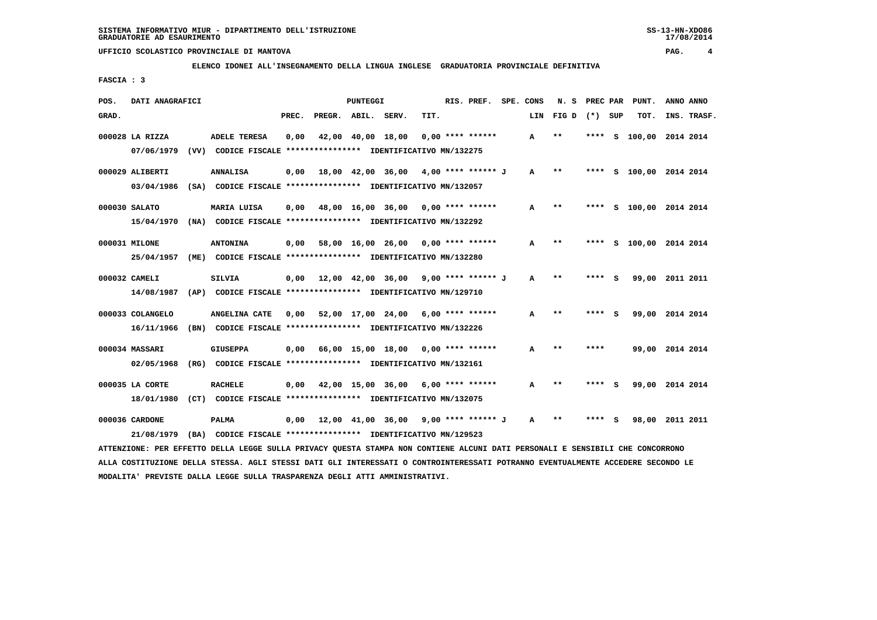SISTEMA INFORMATIVO MIUR - DIPARTIMENTO DELL'ISTRUZIONE
GRADUATORIE AD ESAURIMENTO

UFFICIO SCOLASTICO PROVINCIALE DI MANTOVA

**ELENCO IDONEI ALL'INSEGNAMENTO DELLA LINGUA INGLESE GRADUATORIA PROVINCIALE DEFINITIVA**

FASCIA : 3

| POS. GRAD. | DATI ANAGRAFICI | | PREC. | PREGR. | ABIL. | SERV. | TIT. | RIS. PREF. | SPE. CONS | LIN | N. S FIG D | PREC PAR (*) | SUP | PUNT. TOT. | ANNO INS. | ANNO TRASF. |
|---|---|---|---|---|---|---|---|---|---|---|---|---|---|---|---|---|
| 000028 | LA RIZZA | ADELE TERESA | 0,00 | 42,00 | 40,00 | 18,00 | 0,00 | **** ****** | | A | ** | **** | S | 100,00 | 2014 | 2014 |
| | 07/06/1979 (VV) CODICE FISCALE **************** IDENTIFICATIVO MN/132275 | | | | | | | | | | | | | | | |
| 000029 | ALIBERTI | ANNALISA | 0,00 | 18,00 | 42,00 | 36,00 | 4,00 | **** ****** J | | A | ** | **** | S | 100,00 | 2014 | 2014 |
| | 03/04/1986 (SA) CODICE FISCALE **************** IDENTIFICATIVO MN/132057 | | | | | | | | | | | | | | | |
| 000030 | SALATO | MARIA LUISA | 0,00 | 48,00 | 16,00 | 36,00 | 0,00 | **** ****** | | A | ** | **** | S | 100,00 | 2014 | 2014 |
| | 15/04/1970 (NA) CODICE FISCALE **************** IDENTIFICATIVO MN/132292 | | | | | | | | | | | | | | | |
| 000031 | MILONE | ANTONINA | 0,00 | 58,00 | 16,00 | 26,00 | 0,00 | **** ****** | | A | ** | **** | S | 100,00 | 2014 | 2014 |
| | 25/04/1957 (ME) CODICE FISCALE **************** IDENTIFICATIVO MN/132280 | | | | | | | | | | | | | | | |
| 000032 | CAMELI | SILVIA | 0,00 | 12,00 | 42,00 | 36,00 | 9,00 | **** ****** J | | A | ** | **** | S | 99,00 | 2011 | 2011 |
| | 14/08/1987 (AP) CODICE FISCALE **************** IDENTIFICATIVO MN/129710 | | | | | | | | | | | | | | | |
| 000033 | COLANGELO | ANGELINA CATE | 0,00 | 52,00 | 17,00 | 24,00 | 6,00 | **** ****** | | A | ** | **** | S | 99,00 | 2014 | 2014 |
| | 16/11/1966 (BN) CODICE FISCALE **************** IDENTIFICATIVO MN/132226 | | | | | | | | | | | | | | | |
| 000034 | MASSARI | GIUSEPPA | 0,00 | 66,00 | 15,00 | 18,00 | 0,00 | **** ****** | | A | ** | **** | | 99,00 | 2014 | 2014 |
| | 02/05/1968 (RG) CODICE FISCALE **************** IDENTIFICATIVO MN/132161 | | | | | | | | | | | | | | | |
| 000035 | LA CORTE | RACHELE | 0,00 | 42,00 | 15,00 | 36,00 | 6,00 | **** ****** | | A | ** | **** | S | 99,00 | 2014 | 2014 |
| | 18/01/1980 (CT) CODICE FISCALE **************** IDENTIFICATIVO MN/132075 | | | | | | | | | | | | | | | |
| 000036 | CARDONE | PALMA | 0,00 | 12,00 | 41,00 | 36,00 | 9,00 | **** ****** J | | A | ** | **** | S | 98,00 | 2011 | 2011 |
| | 21/08/1979 (BA) CODICE FISCALE **************** IDENTIFICATIVO MN/129523 | | | | | | | | | | | | | | | |

ATTENZIONE: PER EFFETTO DELLA LEGGE SULLA PRIVACY QUESTA STAMPA NON CONTIENE ALCUNI DATI PERSONALI E SENSIBILI CHE CONCORRONO ALLA COSTITUZIONE DELLA STESSA. AGLI STESSI DATI GLI INTERESSATI O CONTROINTERESSATI POTRANNO EVENTUALMENTE ACCEDERE SECONDO LE MODALITA' PREVISTE DALLA LEGGE SULLA TRASPARENZA DEGLI ATTI AMMINISTRATIVI.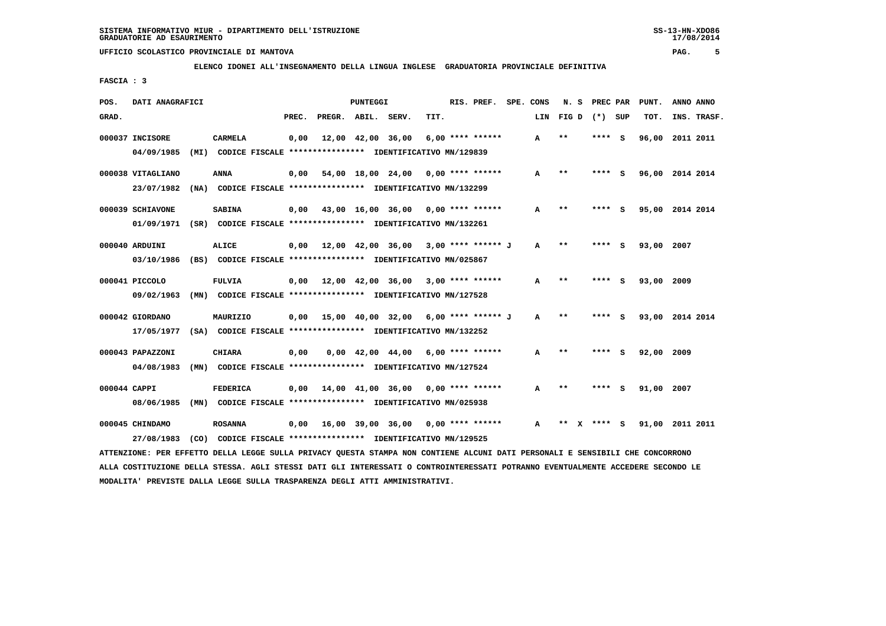SISTEMA INFORMATIVO MIUR - DIPARTIMENTO DELL'ISTRUZIONE
GRADUATORIE AD ESAURIMENTO

UFFICIO SCOLASTICO PROVINCIALE DI MANTOVA

ELENCO IDONEI ALL'INSEGNAMENTO DELLA LINGUA INGLESE GRADUATORIA PROVINCIALE DEFINITIVA

FASCIA : 3

| POS. GRAD. | DATI ANAGRAFICI | | PREC. | PREGR. | ABIL. | SERV. | TIT. | RIS. PREF. | SPE. CONS LIN | N. S FIG D | PREC PAR (*) SUP | PUNT. TOT. | ANNO ANNO INS. TRASF. |
|---|---|---|---|---|---|---|---|---|---|---|---|---|---|
| 000037 | INCISORE | CARMELA | 0,00 | 12,00 | 42,00 | 36,00 | 6,00 | **** ****** | A | ** | **** S | 96,00 | 2011 2011 |
| | 04/09/1985 (MI) CODICE FISCALE **************** IDENTIFICATIVO MN/129839 | | | | | | | | | | | | |
| 000038 | VITAGLIANO | ANNA | 0,00 | 54,00 | 18,00 | 24,00 | 0,00 | **** ****** | A | ** | **** S | 96,00 | 2014 2014 |
| | 23/07/1982 (NA) CODICE FISCALE **************** IDENTIFICATIVO MN/132299 | | | | | | | | | | | | |
| 000039 | SCHIAVONE | SABINA | 0,00 | 43,00 | 16,00 | 36,00 | 0,00 | **** ****** | A | ** | **** S | 95,00 | 2014 2014 |
| | 01/09/1971 (SR) CODICE FISCALE **************** IDENTIFICATIVO MN/132261 | | | | | | | | | | | | |
| 000040 | ARDUINI | ALICE | 0,00 | 12,00 | 42,00 | 36,00 | 3,00 | **** ****** J | A | ** | **** S | 93,00 | 2007 |
| | 03/10/1986 (BS) CODICE FISCALE **************** IDENTIFICATIVO MN/025867 | | | | | | | | | | | | |
| 000041 | PICCOLO | FULVIA | 0,00 | 12,00 | 42,00 | 36,00 | 3,00 | **** ****** | A | ** | **** S | 93,00 | 2009 |
| | 09/02/1963 (MN) CODICE FISCALE **************** IDENTIFICATIVO MN/127528 | | | | | | | | | | | | |
| 000042 | GIORDANO | MAURIZIO | 0,00 | 15,00 | 40,00 | 32,00 | 6,00 | **** ****** J | A | ** | **** S | 93,00 | 2014 2014 |
| | 17/05/1977 (SA) CODICE FISCALE **************** IDENTIFICATIVO MN/132252 | | | | | | | | | | | | |
| 000043 | PAPAZZONI | CHIARA | 0,00 | 0,00 | 42,00 | 44,00 | 6,00 | **** ****** | A | ** | **** S | 92,00 | 2009 |
| | 04/08/1983 (MN) CODICE FISCALE **************** IDENTIFICATIVO MN/127524 | | | | | | | | | | | | |
| 000044 | CAPPI | FEDERICA | 0,00 | 14,00 | 41,00 | 36,00 | 0,00 | **** ****** | A | ** | **** S | 91,00 | 2007 |
| | 08/06/1985 (MN) CODICE FISCALE **************** IDENTIFICATIVO MN/025938 | | | | | | | | | | | | |
| 000045 | CHINDAMO | ROSANNA | 0,00 | 16,00 | 39,00 | 36,00 | 0,00 | **** ****** | A | ** X | **** S | 91,00 | 2011 2011 |
| | 27/08/1983 (CO) CODICE FISCALE **************** IDENTIFICATIVO MN/129525 | | | | | | | | | | | | |

ATTENZIONE: PER EFFETTO DELLA LEGGE SULLA PRIVACY QUESTA STAMPA NON CONTIENE ALCUNI DATI PERSONALI E SENSIBILI CHE CONCORRONO ALLA COSTITUZIONE DELLA STESSA. AGLI STESSI DATI GLI INTERESSATI O CONTROINTERESSATI POTRANNO EVENTUALMENTE ACCEDERE SECONDO LE MODALITA' PREVISTE DALLA LEGGE SULLA TRASPARENZA DEGLI ATTI AMMINISTRATIVI.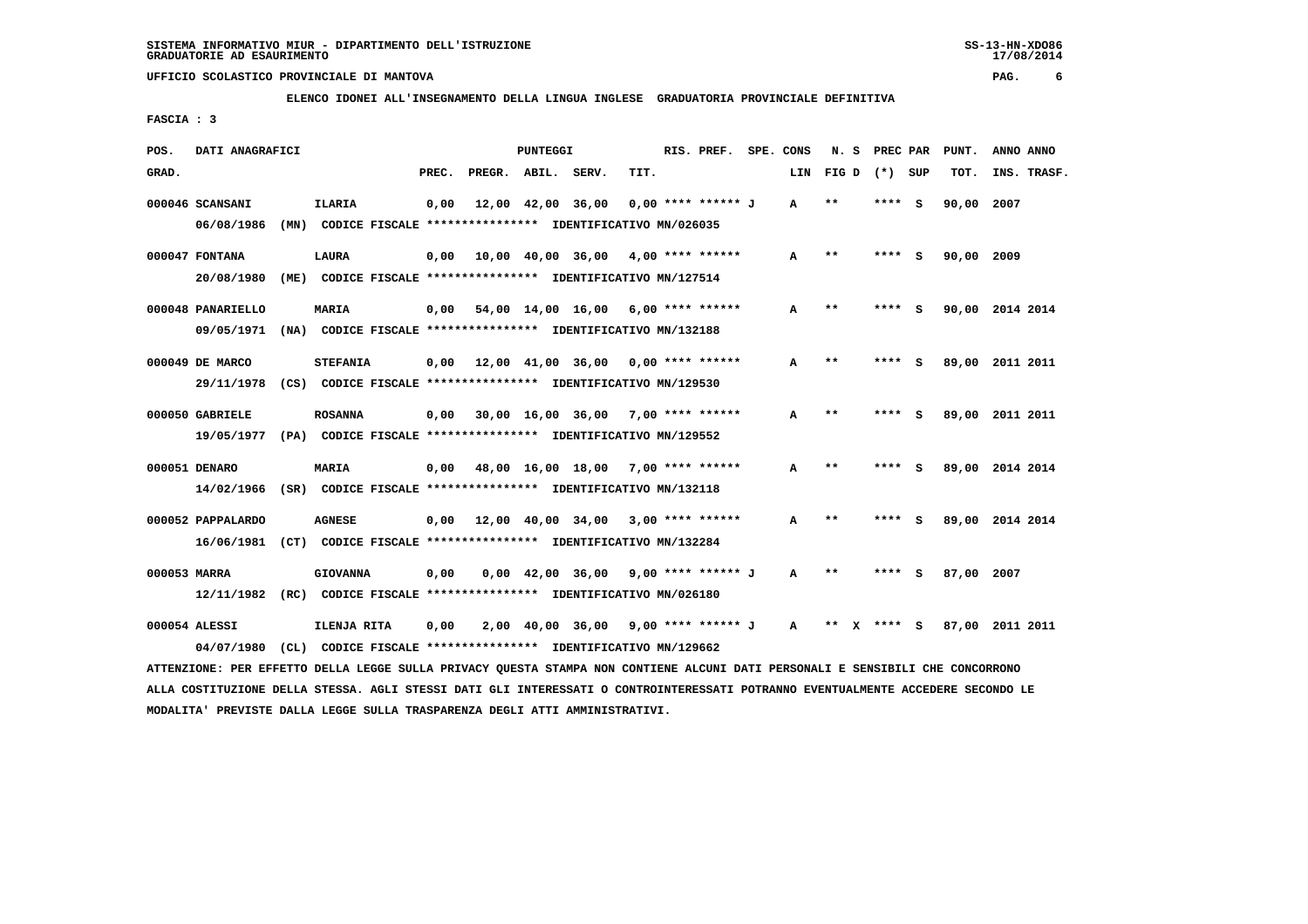SISTEMA INFORMATIVO MIUR - DIPARTIMENTO DELL'ISTRUZIONE
GRADUATORIE AD ESAURIMENTO

UFFICIO SCOLASTICO PROVINCIALE DI MANTOVA

ELENCO IDONEI ALL'INSEGNAMENTO DELLA LINGUA INGLESE GRADUATORIA PROVINCIALE DEFINITIVA

FASCIA : 3

| POS. GRAD. | DATI ANAGRAFICI | | PREC. | PREGR. | ABIL. | SERV. | TIT. | RIS. PREF. | SPE. CONS | LIN | N. S FIG D | PREC PAR (*) SUP | PUNT. TOT. | ANNO INS. | ANNO TRASF. |
|---|---|---|---|---|---|---|---|---|---|---|---|---|---|---|---|
| 000046 | SCANSANI 06/08/1986 (MN) CODICE FISCALE **************** IDENTIFICATIVO MN/026035 | ILARIA | 0,00 | 12,00 | 42,00 | 36,00 | 0,00 | **** ****** J | | A | ** | **** S | 90,00 | 2007 | |
| 000047 | FONTANA 20/08/1980 (ME) CODICE FISCALE **************** IDENTIFICATIVO MN/127514 | LAURA | 0,00 | 10,00 | 40,00 | 36,00 | 4,00 | **** ****** | | A | ** | **** S | 90,00 | 2009 | |
| 000048 | PANARIELLO 09/05/1971 (NA) CODICE FISCALE **************** IDENTIFICATIVO MN/132188 | MARIA | 0,00 | 54,00 | 14,00 | 16,00 | 6,00 | **** ****** | | A | ** | **** S | 90,00 | 2014 | 2014 |
| 000049 | DE MARCO 29/11/1978 (CS) CODICE FISCALE **************** IDENTIFICATIVO MN/129530 | STEFANIA | 0,00 | 12,00 | 41,00 | 36,00 | 0,00 | **** ****** | | A | ** | **** S | 89,00 | 2011 | 2011 |
| 000050 | GABRIELE 19/05/1977 (PA) CODICE FISCALE **************** IDENTIFICATIVO MN/129552 | ROSANNA | 0,00 | 30,00 | 16,00 | 36,00 | 7,00 | **** ****** | | A | ** | **** S | 89,00 | 2011 | 2011 |
| 000051 | DENARO 14/02/1966 (SR) CODICE FISCALE **************** IDENTIFICATIVO MN/132118 | MARIA | 0,00 | 48,00 | 16,00 | 18,00 | 7,00 | **** ****** | | A | ** | **** S | 89,00 | 2014 | 2014 |
| 000052 | PAPPALARDO 16/06/1981 (CT) CODICE FISCALE **************** IDENTIFICATIVO MN/132284 | AGNESE | 0,00 | 12,00 | 40,00 | 34,00 | 3,00 | **** ****** | | A | ** | **** S | 89,00 | 2014 | 2014 |
| 000053 | MARRA 12/11/1982 (RC) CODICE FISCALE **************** IDENTIFICATIVO MN/026180 | GIOVANNA | 0,00 | 0,00 | 42,00 | 36,00 | 9,00 | **** ****** J | | A | ** | **** S | 87,00 | 2007 | |
| 000054 | ALESSI 04/07/1980 (CL) CODICE FISCALE **************** IDENTIFICATIVO MN/129662 | ILENJA RITA | 0,00 | 2,00 | 40,00 | 36,00 | 9,00 | **** ****** J | | A | ** X | **** S | 87,00 | 2011 | 2011 |

ATTENZIONE: PER EFFETTO DELLA LEGGE SULLA PRIVACY QUESTA STAMPA NON CONTIENE ALCUNI DATI PERSONALI E SENSIBILI CHE CONCORRONO ALLA COSTITUZIONE DELLA STESSA. AGLI STESSI DATI GLI INTERESSATI O CONTROINTERESSATI POTRANNO EVENTUALMENTE ACCEDERE SECONDO LE MODALITA' PREVISTE DALLA LEGGE SULLA TRASPARENZA DEGLI ATTI AMMINISTRATIVI.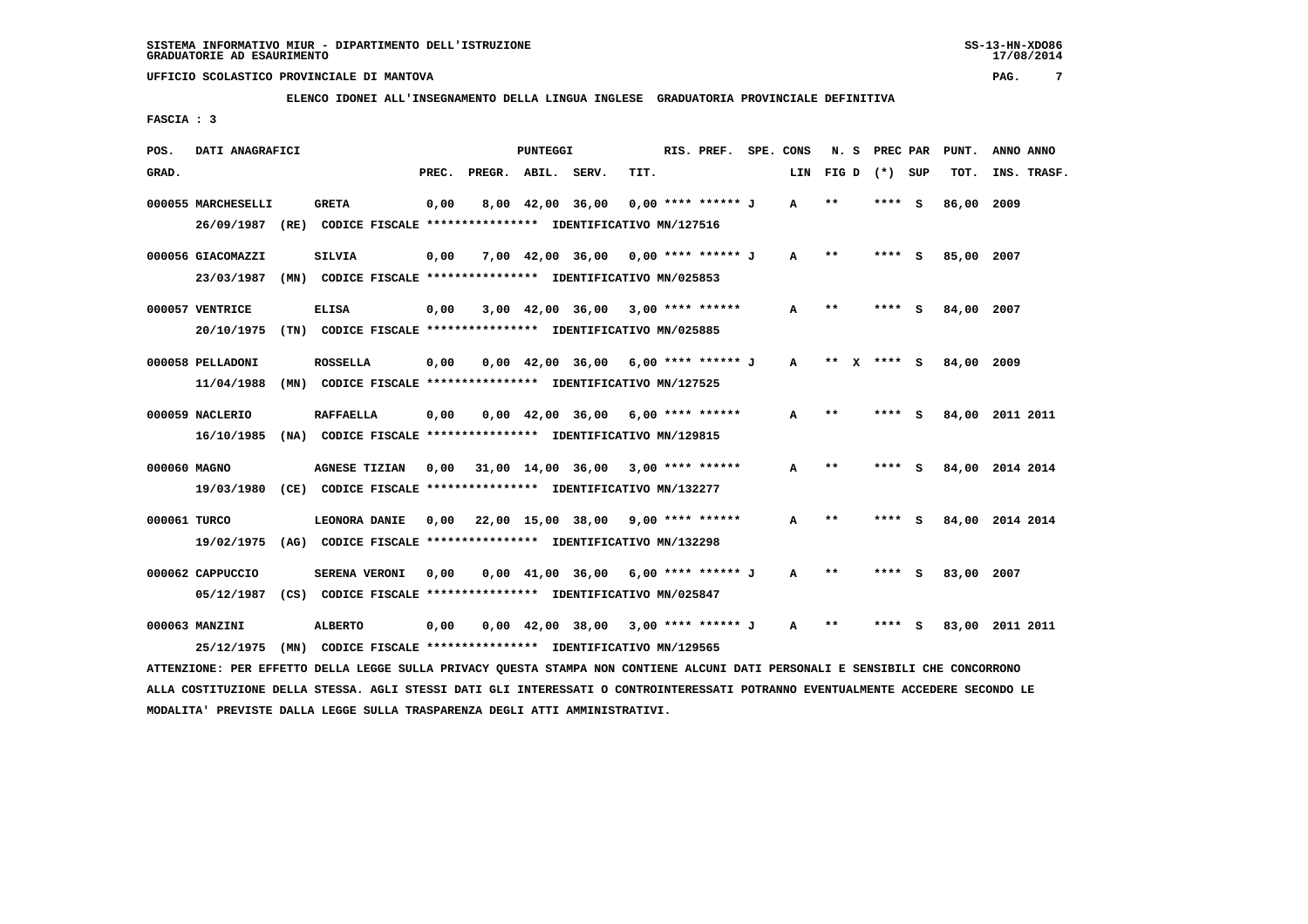SISTEMA INFORMATIVO MIUR - DIPARTIMENTO DELL'ISTRUZIONE
GRADUATORIE AD ESAURIMENTO

UFFICIO SCOLASTICO PROVINCIALE DI MANTOVA

ELENCO IDONEI ALL'INSEGNAMENTO DELLA LINGUA INGLESE GRADUATORIA PROVINCIALE DEFINITIVA

FASCIA : 3

| POS. GRAD. | DATI ANAGRAFICI | | PREC. | PREGR. | ABIL. | SERV. | TIT. | RIS. PREF. | SPE. CONS | LIN | N. S FIG D | PREC PAR (*) | SUP | PUNT. TOT. | ANNO INS. | ANNO TRASF. |
|---|---|---|---|---|---|---|---|---|---|---|---|---|---|---|---|---|
| 000055 | MARCHESELLI | GRETA | 0,00 | 8,00 | 42,00 | 36,00 | 0,00 | **** ****** J | | A | ** | **** | S | 86,00 | 2009 | |
| | 26/09/1987 (RE) | CODICE FISCALE **************** IDENTIFICATIVO MN/127516 | | | | | | | | | | | | | | |
| 000056 | GIACOMAZZI | SILVIA | 0,00 | 7,00 | 42,00 | 36,00 | 0,00 | **** ****** J | | A | ** | **** | S | 85,00 | 2007 | |
| | 23/03/1987 (MN) | CODICE FISCALE **************** IDENTIFICATIVO MN/025853 | | | | | | | | | | | | | | |
| 000057 | VENTRICE | ELISA | 0,00 | 3,00 | 42,00 | 36,00 | 3,00 | **** ****** | | A | ** | **** | S | 84,00 | 2007 | |
| | 20/10/1975 (TN) | CODICE FISCALE **************** IDENTIFICATIVO MN/025885 | | | | | | | | | | | | | | |
| 000058 | PELLADONI | ROSSELLA | 0,00 | 0,00 | 42,00 | 36,00 | 6,00 | **** ****** J | | A | ** X | **** | S | 84,00 | 2009 | |
| | 11/04/1988 (MN) | CODICE FISCALE **************** IDENTIFICATIVO MN/127525 | | | | | | | | | | | | | | |
| 000059 | NACLERIO | RAFFAELLA | 0,00 | 0,00 | 42,00 | 36,00 | 6,00 | **** ****** | | A | ** | **** | S | 84,00 | 2011 | 2011 |
| | 16/10/1985 (NA) | CODICE FISCALE **************** IDENTIFICATIVO MN/129815 | | | | | | | | | | | | | | |
| 000060 | MAGNO | AGNESE TIZIAN | 0,00 | 31,00 | 14,00 | 36,00 | 3,00 | **** ****** | | A | ** | **** | S | 84,00 | 2014 | 2014 |
| | 19/03/1980 (CE) | CODICE FISCALE **************** IDENTIFICATIVO MN/132277 | | | | | | | | | | | | | | |
| 000061 | TURCO | LEONORA DANIE | 0,00 | 22,00 | 15,00 | 38,00 | 9,00 | **** ****** | | A | ** | **** | S | 84,00 | 2014 | 2014 |
| | 19/02/1975 (AG) | CODICE FISCALE **************** IDENTIFICATIVO MN/132298 | | | | | | | | | | | | | | |
| 000062 | CAPPUCCIO | SERENA VERONI | 0,00 | 0,00 | 41,00 | 36,00 | 6,00 | **** ****** J | | A | ** | **** | S | 83,00 | 2007 | |
| | 05/12/1987 (CS) | CODICE FISCALE **************** IDENTIFICATIVO MN/025847 | | | | | | | | | | | | | | |
| 000063 | MANZINI | ALBERTO | 0,00 | 0,00 | 42,00 | 38,00 | 3,00 | **** ****** J | | A | ** | **** | S | 83,00 | 2011 | 2011 |
| | 25/12/1975 (MN) | CODICE FISCALE **************** IDENTIFICATIVO MN/129565 | | | | | | | | | | | | | | |

ATTENZIONE: PER EFFETTO DELLA LEGGE SULLA PRIVACY QUESTA STAMPA NON CONTIENE ALCUNI DATI PERSONALI E SENSIBILI CHE CONCORRONO ALLA COSTITUZIONE DELLA STESSA. AGLI STESSI DATI GLI INTERESSATI O CONTROINTERESSATI POTRANNO EVENTUALMENTE ACCEDERE SECONDO LE MODALITA' PREVISTE DALLA LEGGE SULLA TRASPARENZA DEGLI ATTI AMMINISTRATIVI.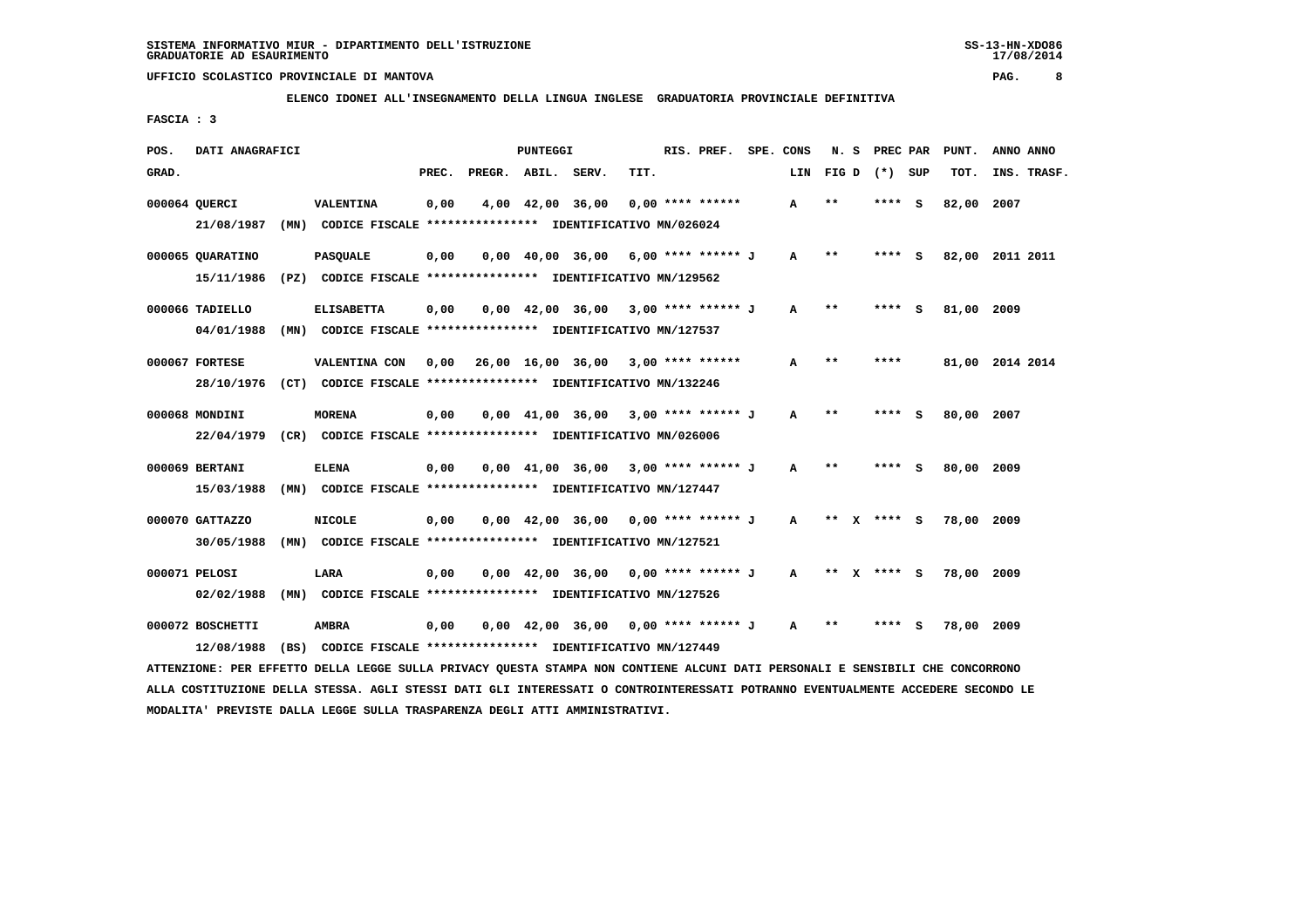SISTEMA INFORMATIVO MIUR - DIPARTIMENTO DELL'ISTRUZIONE
GRADUATORIE AD ESAURIMENTO

UFFICIO SCOLASTICO PROVINCIALE DI MANTOVA

**ELENCO IDONEI ALL'INSEGNAMENTO DELLA LINGUA INGLESE GRADUATORIA PROVINCIALE DEFINITIVA**

FASCIA : 3

| POS. GRAD. | DATI ANAGRAFICI | | PREC. | PREGR. | ABIL. | SERV. | TIT. | RIS. PREF. | SPE. CONS LIN | N. S FIG D | PREC PAR (*) SUP | PUNT. TOT. | ANNO INS. | ANNO TRASF. |
|---|---|---|---|---|---|---|---|---|---|---|---|---|---|---|
| 000064 | QUERCI | VALENTINA | 0,00 | 4,00 | 42,00 | 36,00 | 0,00 | **** ****** | A | ** | **** S | 82,00 | 2007 | |
| | 21/08/1987 (MN) | CODICE FISCALE **************** IDENTIFICATIVO MN/026024 | | | | | | | | | | | | |
| 000065 | QUARATINO | PASQUALE | 0,00 | 0,00 | 40,00 | 36,00 | 6,00 | **** ****** J | A | ** | **** S | 82,00 | 2011 | 2011 |
| | 15/11/1986 (PZ) | CODICE FISCALE **************** IDENTIFICATIVO MN/129562 | | | | | | | | | | | | |
| 000066 | TADIELLO | ELISABETTA | 0,00 | 0,00 | 42,00 | 36,00 | 3,00 | **** ****** J | A | ** | **** S | 81,00 | 2009 | |
| | 04/01/1988 (MN) | CODICE FISCALE **************** IDENTIFICATIVO MN/127537 | | | | | | | | | | | | |
| 000067 | FORTESE | VALENTINA CON | 0,00 | 26,00 | 16,00 | 36,00 | 3,00 | **** ****** | A | ** | **** | 81,00 | 2014 | 2014 |
| | 28/10/1976 (CT) | CODICE FISCALE **************** IDENTIFICATIVO MN/132246 | | | | | | | | | | | | |
| 000068 | MONDINI | MORENA | 0,00 | 0,00 | 41,00 | 36,00 | 3,00 | **** ****** J | A | ** | **** S | 80,00 | 2007 | |
| | 22/04/1979 (CR) | CODICE FISCALE **************** IDENTIFICATIVO MN/026006 | | | | | | | | | | | | |
| 000069 | BERTANI | ELENA | 0,00 | 0,00 | 41,00 | 36,00 | 3,00 | **** ****** J | A | ** | **** S | 80,00 | 2009 | |
| | 15/03/1988 (MN) | CODICE FISCALE **************** IDENTIFICATIVO MN/127447 | | | | | | | | | | | | |
| 000070 | GATTAZZO | NICOLE | 0,00 | 0,00 | 42,00 | 36,00 | 0,00 | **** ****** J | A | ** X | **** S | 78,00 | 2009 | |
| | 30/05/1988 (MN) | CODICE FISCALE **************** IDENTIFICATIVO MN/127521 | | | | | | | | | | | | |
| 000071 | PELOSI | LARA | 0,00 | 0,00 | 42,00 | 36,00 | 0,00 | **** ****** J | A | ** X | **** S | 78,00 | 2009 | |
| | 02/02/1988 (MN) | CODICE FISCALE **************** IDENTIFICATIVO MN/127526 | | | | | | | | | | | | |
| 000072 | BOSCHETTI | AMBRA | 0,00 | 0,00 | 42,00 | 36,00 | 0,00 | **** ****** J | A | ** | **** S | 78,00 | 2009 | |
| | 12/08/1988 (BS) | CODICE FISCALE **************** IDENTIFICATIVO MN/127449 | | | | | | | | | | | | |

ATTENZIONE: PER EFFETTO DELLA LEGGE SULLA PRIVACY QUESTA STAMPA NON CONTIENE ALCUNI DATI PERSONALI E SENSIBILI CHE CONCORRONO ALLA COSTITUZIONE DELLA STESSA. AGLI STESSI DATI GLI INTERESSATI O CONTROINTERESSATI POTRANNO EVENTUALMENTE ACCEDERE SECONDO LE MODALITA' PREVISTE DALLA LEGGE SULLA TRASPARENZA DEGLI ATTI AMMINISTRATIVI.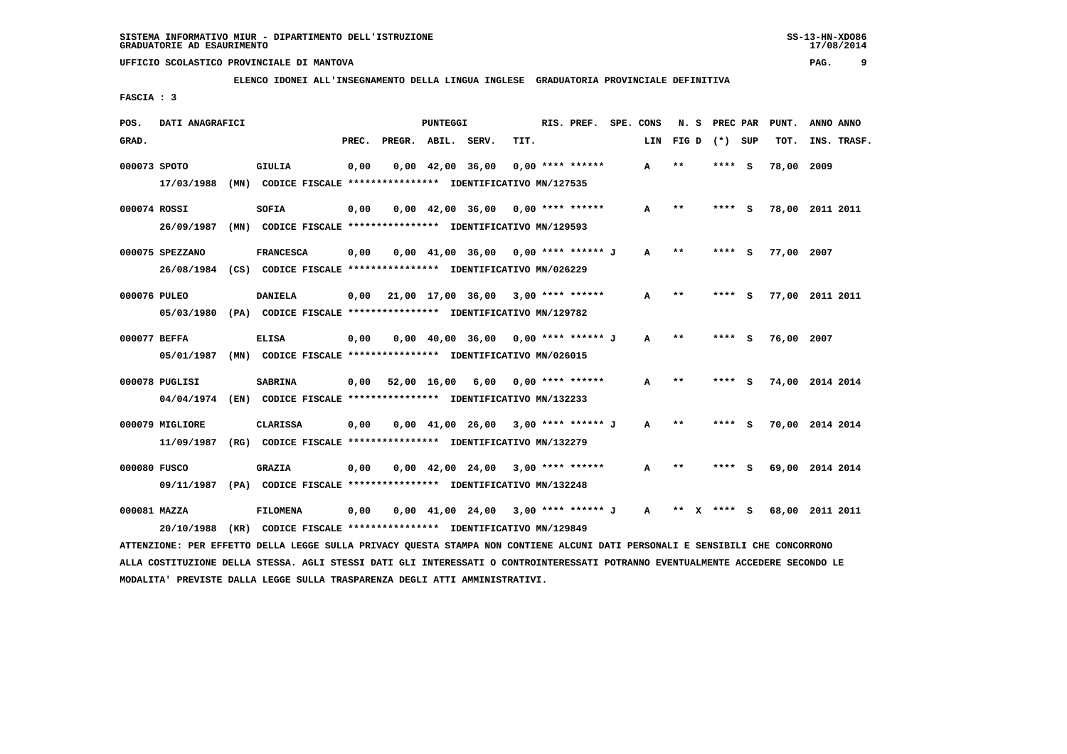SISTEMA INFORMATIVO MIUR - DIPARTIMENTO DELL'ISTRUZIONE
GRADUATORIE AD ESAURIMENTO

UFFICIO SCOLASTICO PROVINCIALE DI MANTOVA

ELENCO IDONEI ALL'INSEGNAMENTO DELLA LINGUA INGLESE GRADUATORIA PROVINCIALE DEFINITIVA

FASCIA : 3

| POS. GRAD. | DATI ANAGRAFICI | | PREC. | PREGR. | ABIL. | SERV. | TIT. | RIS. PREF. | SPE. CONS LIN | N. S FIG D | PREC PAR (*) SUP | PUNT. TOT. | ANNO INS. | ANNO TRASF. |
|---|---|---|---|---|---|---|---|---|---|---|---|---|---|---|
| 000073 | SPOTO | GIULIA | 0,00 | 0,00 | 42,00 | 36,00 | 0,00 | **** ****** | A | ** | **** S | 78,00 | 2009 | |
| | 17/03/1988 (MN) CODICE FISCALE **************** IDENTIFICATIVO MN/127535 | | | | | | | | | | | | | |
| 000074 | ROSSI | SOFIA | 0,00 | 0,00 | 42,00 | 36,00 | 0,00 | **** ****** | A | ** | **** S | 78,00 | 2011 | 2011 |
| | 26/09/1987 (MN) CODICE FISCALE **************** IDENTIFICATIVO MN/129593 | | | | | | | | | | | | | |
| 000075 | SPEZZANO | FRANCESCA | 0,00 | 0,00 | 41,00 | 36,00 | 0,00 | **** ****** J | A | ** | **** S | 77,00 | 2007 | |
| | 26/08/1984 (CS) CODICE FISCALE **************** IDENTIFICATIVO MN/026229 | | | | | | | | | | | | | |
| 000076 | PULEO | DANIELA | 0,00 | 21,00 | 17,00 | 36,00 | 3,00 | **** ****** | A | ** | **** S | 77,00 | 2011 | 2011 |
| | 05/03/1980 (PA) CODICE FISCALE **************** IDENTIFICATIVO MN/129782 | | | | | | | | | | | | | |
| 000077 | BEFFA | ELISA | 0,00 | 0,00 | 40,00 | 36,00 | 0,00 | **** ****** J | A | ** | **** S | 76,00 | 2007 | |
| | 05/01/1987 (MN) CODICE FISCALE **************** IDENTIFICATIVO MN/026015 | | | | | | | | | | | | | |
| 000078 | PUGLISI | SABRINA | 0,00 | 52,00 | 16,00 | 6,00 | 0,00 | **** ****** | A | ** | **** S | 74,00 | 2014 | 2014 |
| | 04/04/1974 (EN) CODICE FISCALE **************** IDENTIFICATIVO MN/132233 | | | | | | | | | | | | | |
| 000079 | MIGLIORE | CLARISSA | 0,00 | 0,00 | 41,00 | 26,00 | 3,00 | **** ****** J | A | ** | **** S | 70,00 | 2014 | 2014 |
| | 11/09/1987 (RG) CODICE FISCALE **************** IDENTIFICATIVO MN/132279 | | | | | | | | | | | | | |
| 000080 | FUSCO | GRAZIA | 0,00 | 0,00 | 42,00 | 24,00 | 3,00 | **** ****** | A | ** | **** S | 69,00 | 2014 | 2014 |
| | 09/11/1987 (PA) CODICE FISCALE **************** IDENTIFICATIVO MN/132248 | | | | | | | | | | | | | |
| 000081 | MAZZA | FILOMENA | 0,00 | 0,00 | 41,00 | 24,00 | 3,00 | **** ****** J | A | ** X | **** S | 68,00 | 2011 | 2011 |
| | 20/10/1988 (KR) CODICE FISCALE **************** IDENTIFICATIVO MN/129849 | | | | | | | | | | | | | |

ATTENZIONE: PER EFFETTO DELLA LEGGE SULLA PRIVACY QUESTA STAMPA NON CONTIENE ALCUNI DATI PERSONALI E SENSIBILI CHE CONCORRONO ALLA COSTITUZIONE DELLA STESSA. AGLI STESSI DATI GLI INTERESSATI O CONTROINTERESSATI POTRANNO EVENTUALMENTE ACCEDERE SECONDO LE MODALITA' PREVISTE DALLA LEGGE SULLA TRASPARENZA DEGLI ATTI AMMINISTRATIVI.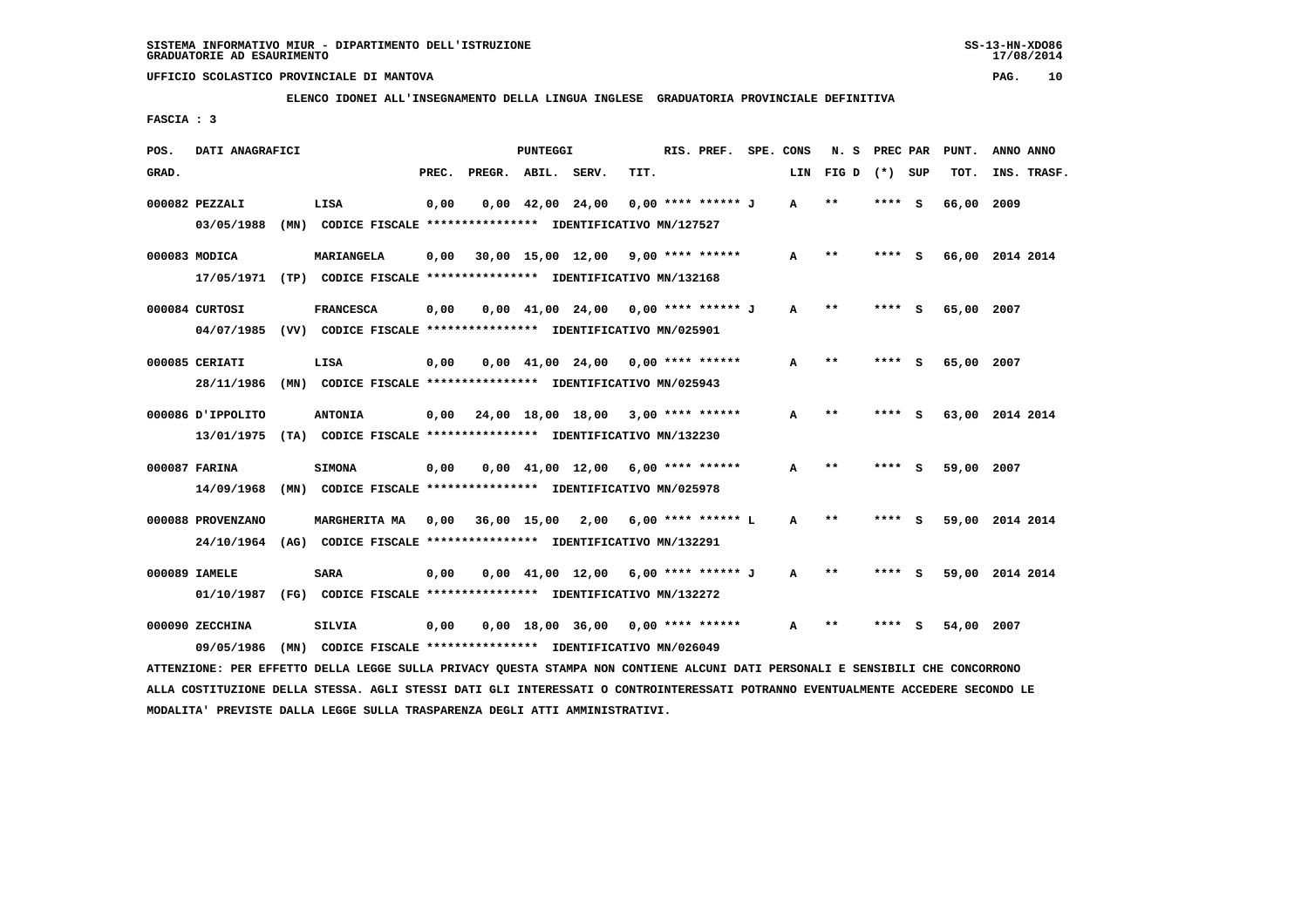SISTEMA INFORMATIVO MIUR - DIPARTIMENTO DELL'ISTRUZIONE
GRADUATORIE AD ESAURIMENTO

UFFICIO SCOLASTICO PROVINCIALE DI MANTOVA

**ELENCO IDONEI ALL'INSEGNAMENTO DELLA LINGUA INGLESE GRADUATORIA PROVINCIALE DEFINITIVA**

FASCIA : 3

| POS. GRAD. | DATI ANAGRAFICI | | PREC. | PREGR. | ABIL. | SERV. | TIT. | RIS. PREF. | SPE. CONS LIN | N. S FIG D | PREC PAR (*) SUP | PUNT. TOT. | ANNO INS. | ANNO TRASF. |
|---|---|---|---|---|---|---|---|---|---|---|---|---|---|---|
| 000082 | PEZZALI | LISA | 0,00 | 0,00 | 42,00 | 24,00 | 0,00 | **** ****** J | A | ** | **** S | 66,00 | 2009 | |
| | 03/05/1988 (MN) | CODICE FISCALE **************** IDENTIFICATIVO MN/127527 | | | | | | | | | | | | |
| 000083 | MODICA | MARIANGELA | 0,00 | 30,00 | 15,00 | 12,00 | 9,00 | **** ****** | A | ** | **** S | 66,00 | 2014 | 2014 |
| | 17/05/1971 (TP) | CODICE FISCALE **************** IDENTIFICATIVO MN/132168 | | | | | | | | | | | | |
| 000084 | CURTOSI | FRANCESCA | 0,00 | 0,00 | 41,00 | 24,00 | 0,00 | **** ****** J | A | ** | **** S | 65,00 | 2007 | |
| | 04/07/1985 (VV) | CODICE FISCALE **************** IDENTIFICATIVO MN/025901 | | | | | | | | | | | | |
| 000085 | CERIATI | LISA | 0,00 | 0,00 | 41,00 | 24,00 | 0,00 | **** ****** | A | ** | **** S | 65,00 | 2007 | |
| | 28/11/1986 (MN) | CODICE FISCALE **************** IDENTIFICATIVO MN/025943 | | | | | | | | | | | | |
| 000086 | D'IPPOLITO | ANTONIA | 0,00 | 24,00 | 18,00 | 18,00 | 3,00 | **** ****** | A | ** | **** S | 63,00 | 2014 | 2014 |
| | 13/01/1975 (TA) | CODICE FISCALE **************** IDENTIFICATIVO MN/132230 | | | | | | | | | | | | |
| 000087 | FARINA | SIMONA | 0,00 | 0,00 | 41,00 | 12,00 | 6,00 | **** ****** | A | ** | **** S | 59,00 | 2007 | |
| | 14/09/1968 (MN) | CODICE FISCALE **************** IDENTIFICATIVO MN/025978 | | | | | | | | | | | | |
| 000088 | PROVENZANO | MARGHERITA MA | 0,00 | 36,00 | 15,00 | 2,00 | 6,00 | **** ****** L | A | ** | **** S | 59,00 | 2014 | 2014 |
| | 24/10/1964 (AG) | CODICE FISCALE **************** IDENTIFICATIVO MN/132291 | | | | | | | | | | | | |
| 000089 | IAMELE | SARA | 0,00 | 0,00 | 41,00 | 12,00 | 6,00 | **** ****** J | A | ** | **** S | 59,00 | 2014 | 2014 |
| | 01/10/1987 (FG) | CODICE FISCALE **************** IDENTIFICATIVO MN/132272 | | | | | | | | | | | | |
| 000090 | ZECCHINA | SILVIA | 0,00 | 0,00 | 18,00 | 36,00 | 0,00 | **** ****** | A | ** | **** S | 54,00 | 2007 | |
| | 09/05/1986 (MN) | CODICE FISCALE **************** IDENTIFICATIVO MN/026049 | | | | | | | | | | | | |

ATTENZIONE: PER EFFETTO DELLA LEGGE SULLA PRIVACY QUESTA STAMPA NON CONTIENE ALCUNI DATI PERSONALI E SENSIBILI CHE CONCORRONO ALLA COSTITUZIONE DELLA STESSA. AGLI STESSI DATI GLI INTERESSATI O CONTROINTERESSATI POTRANNO EVENTUALMENTE ACCEDERE SECONDO LE MODALITA' PREVISTE DALLA LEGGE SULLA TRASPARENZA DEGLI ATTI AMMINISTRATIVI.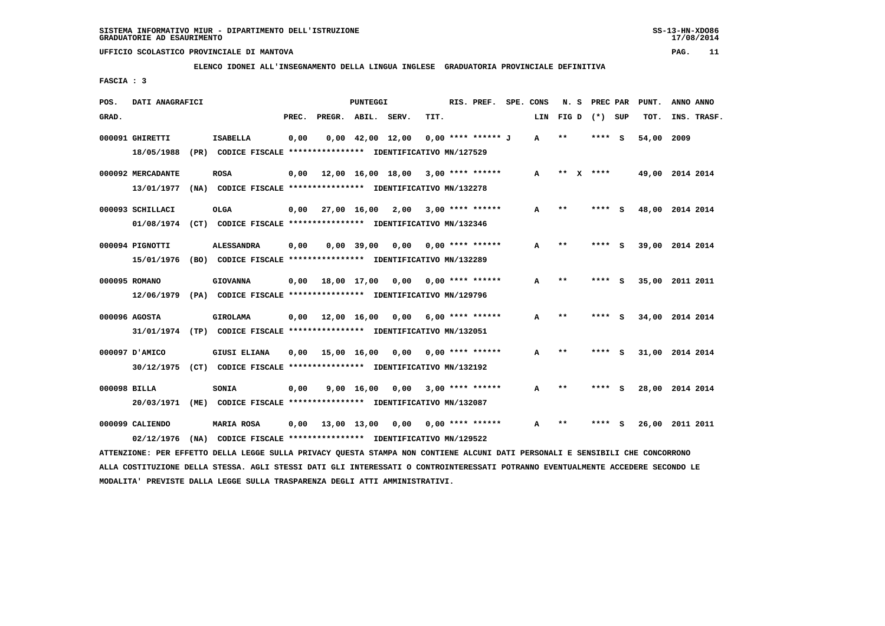SISTEMA INFORMATIVO MIUR - DIPARTIMENTO DELL'ISTRUZIONE
GRADUATORIE AD ESAURIMENTO

UFFICIO SCOLASTICO PROVINCIALE DI MANTOVA

**ELENCO IDONEI ALL'INSEGNAMENTO DELLA LINGUA INGLESE GRADUATORIA PROVINCIALE DEFINITIVA**

FASCIA : 3

| POS. GRAD. | DATI ANAGRAFICI | | PREC. | PREGR. | ABIL. | SERV. | TIT. | RIS. PREF. | SPE. CONS LIN | N. S FIG D | PREC PAR (*) SUP | PUNT. TOT. | ANNO INS. | ANNO TRASF. |
|---|---|---|---|---|---|---|---|---|---|---|---|---|---|---|
| 000091 | GHIRETTI 18/05/1988 (PR) CODICE FISCALE **************** IDENTIFICATIVO MN/127529 | ISABELLA | 0,00 | 0,00 | 42,00 | 12,00 | 0,00 | **** ****** J | A | ** | **** S | 54,00 | 2009 | |
| 000092 | MERCADANTE 13/01/1977 (NA) CODICE FISCALE **************** IDENTIFICATIVO MN/132278 | ROSA | 0,00 | 12,00 | 16,00 | 18,00 | 3,00 | **** ****** | A | ** X | **** | 49,00 | 2014 | 2014 |
| 000093 | SCHILLACI 01/08/1974 (CT) CODICE FISCALE **************** IDENTIFICATIVO MN/132346 | OLGA | 0,00 | 27,00 | 16,00 | 2,00 | 3,00 | **** ****** | A | ** | **** S | 48,00 | 2014 | 2014 |
| 000094 | PIGNOTTI 15/01/1976 (BO) CODICE FISCALE **************** IDENTIFICATIVO MN/132289 | ALESSANDRA | 0,00 | 0,00 | 39,00 | 0,00 | 0,00 | **** ****** | A | ** | **** S | 39,00 | 2014 | 2014 |
| 000095 | ROMANO 12/06/1979 (PA) CODICE FISCALE **************** IDENTIFICATIVO MN/129796 | GIOVANNA | 0,00 | 18,00 | 17,00 | 0,00 | 0,00 | **** ****** | A | ** | **** S | 35,00 | 2011 | 2011 |
| 000096 | AGOSTA 31/01/1974 (TP) CODICE FISCALE **************** IDENTIFICATIVO MN/132051 | GIROLAMA | 0,00 | 12,00 | 16,00 | 0,00 | 6,00 | **** ****** | A | ** | **** S | 34,00 | 2014 | 2014 |
| 000097 | D'AMICO 30/12/1975 (CT) CODICE FISCALE **************** IDENTIFICATIVO MN/132192 | GIUSI ELIANA | 0,00 | 15,00 | 16,00 | 0,00 | 0,00 | **** ****** | A | ** | **** S | 31,00 | 2014 | 2014 |
| 000098 | BILLA 20/03/1971 (ME) CODICE FISCALE **************** IDENTIFICATIVO MN/132087 | SONIA | 0,00 | 9,00 | 16,00 | 0,00 | 3,00 | **** ****** | A | ** | **** S | 28,00 | 2014 | 2014 |
| 000099 | CALIENDO 02/12/1976 (NA) CODICE FISCALE **************** IDENTIFICATIVO MN/129522 | MARIA ROSA | 0,00 | 13,00 | 13,00 | 0,00 | 0,00 | **** ****** | A | ** | **** S | 26,00 | 2011 | 2011 |

ATTENZIONE: PER EFFETTO DELLA LEGGE SULLA PRIVACY QUESTA STAMPA NON CONTIENE ALCUNI DATI PERSONALI E SENSIBILI CHE CONCORRONO ALLA COSTITUZIONE DELLA STESSA. AGLI STESSI DATI GLI INTERESSATI O CONTROINTERESSATI POTRANNO EVENTUALMENTE ACCEDERE SECONDO LE MODALITA' PREVISTE DALLA LEGGE SULLA TRASPARENZA DEGLI ATTI AMMINISTRATIVI.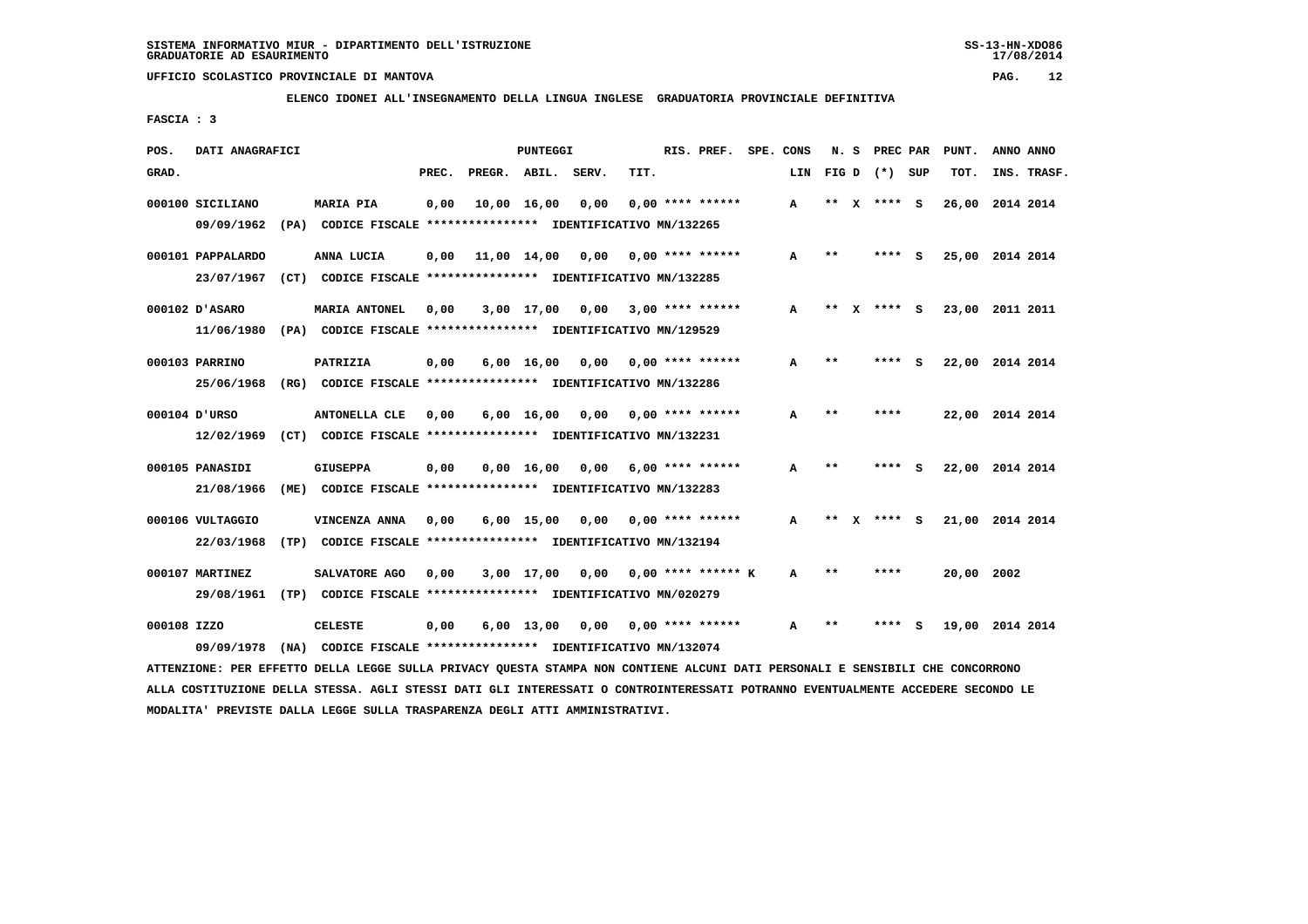SISTEMA INFORMATIVO MIUR - DIPARTIMENTO DELL'ISTRUZIONE
GRADUATORIE AD ESAURIMENTO

UFFICIO SCOLASTICO PROVINCIALE DI MANTOVA

ELENCO IDONEI ALL'INSEGNAMENTO DELLA LINGUA INGLESE GRADUATORIA PROVINCIALE DEFINITIVA

FASCIA : 3

| POS. GRAD. | DATI ANAGRAFICI | | PREC. | PREGR. | ABIL. | SERV. | TIT. | RIS. PREF. | SPE. CONS | LIN | N. S FIG D | PREC PAR (*) | SUP | PUNT. TOT. | ANNO INS. | ANNO TRASF. |
|---|---|---|---|---|---|---|---|---|---|---|---|---|---|---|---|---|
| 000100 | SICILIANO 09/09/1962 (PA) | MARIA PIA CODICE FISCALE **************** IDENTIFICATIVO MN/132265 | 0,00 | 10,00 | 16,00 | 0,00 | 0,00 | **** ****** | | A | ** X | **** | S | 26,00 | 2014 | 2014 |
| 000101 | PAPPALARDO 23/07/1967 (CT) | ANNA LUCIA CODICE FISCALE **************** IDENTIFICATIVO MN/132285 | 0,00 | 11,00 | 14,00 | 0,00 | 0,00 | **** ****** | | A | ** | **** | S | 25,00 | 2014 | 2014 |
| 000102 | D'ASARO 11/06/1980 (PA) | MARIA ANTONEL CODICE FISCALE **************** IDENTIFICATIVO MN/129529 | 0,00 | 3,00 | 17,00 | 0,00 | 3,00 | **** ****** | | A | ** X | **** | S | 23,00 | 2011 | 2011 |
| 000103 | PARRINO 25/06/1968 (RG) | PATRIZIA CODICE FISCALE **************** IDENTIFICATIVO MN/132286 | 0,00 | 6,00 | 16,00 | 0,00 | 0,00 | **** ****** | | A | ** | **** | S | 22,00 | 2014 | 2014 |
| 000104 | D'URSO 12/02/1969 (CT) | ANTONELLA CLE CODICE FISCALE **************** IDENTIFICATIVO MN/132231 | 0,00 | 6,00 | 16,00 | 0,00 | 0,00 | **** ****** | | A | ** | **** | | 22,00 | 2014 | 2014 |
| 000105 | PANASIDI 21/08/1966 (ME) | GIUSEPPA CODICE FISCALE **************** IDENTIFICATIVO MN/132283 | 0,00 | 0,00 | 16,00 | 0,00 | 6,00 | **** ****** | | A | ** | **** | S | 22,00 | 2014 | 2014 |
| 000106 | VULTAGGIO 22/03/1968 (TP) | VINCENZA ANNA CODICE FISCALE **************** IDENTIFICATIVO MN/132194 | 0,00 | 6,00 | 15,00 | 0,00 | 0,00 | **** ****** | | A | ** X | **** | S | 21,00 | 2014 | 2014 |
| 000107 | MARTINEZ 29/08/1961 (TP) | SALVATORE AGO CODICE FISCALE **************** IDENTIFICATIVO MN/020279 | 0,00 | 3,00 | 17,00 | 0,00 | 0,00 | **** ****** K | | A | ** | **** | | 20,00 | 2002 | |
| 000108 | IZZO 09/09/1978 (NA) | CELESTE CODICE FISCALE **************** IDENTIFICATIVO MN/132074 | 0,00 | 6,00 | 13,00 | 0,00 | 0,00 | **** ****** | | A | ** | **** | S | 19,00 | 2014 | 2014 |

ATTENZIONE: PER EFFETTO DELLA LEGGE SULLA PRIVACY QUESTA STAMPA NON CONTIENE ALCUNI DATI PERSONALI E SENSIBILI CHE CONCORRONO ALLA COSTITUZIONE DELLA STESSA. AGLI STESSI DATI GLI INTERESSATI O CONTROINTERESSATI POTRANNO EVENTUALMENTE ACCEDERE SECONDO LE MODALITA' PREVISTE DALLA LEGGE SULLA TRASPARENZA DEGLI ATTI AMMINISTRATIVI.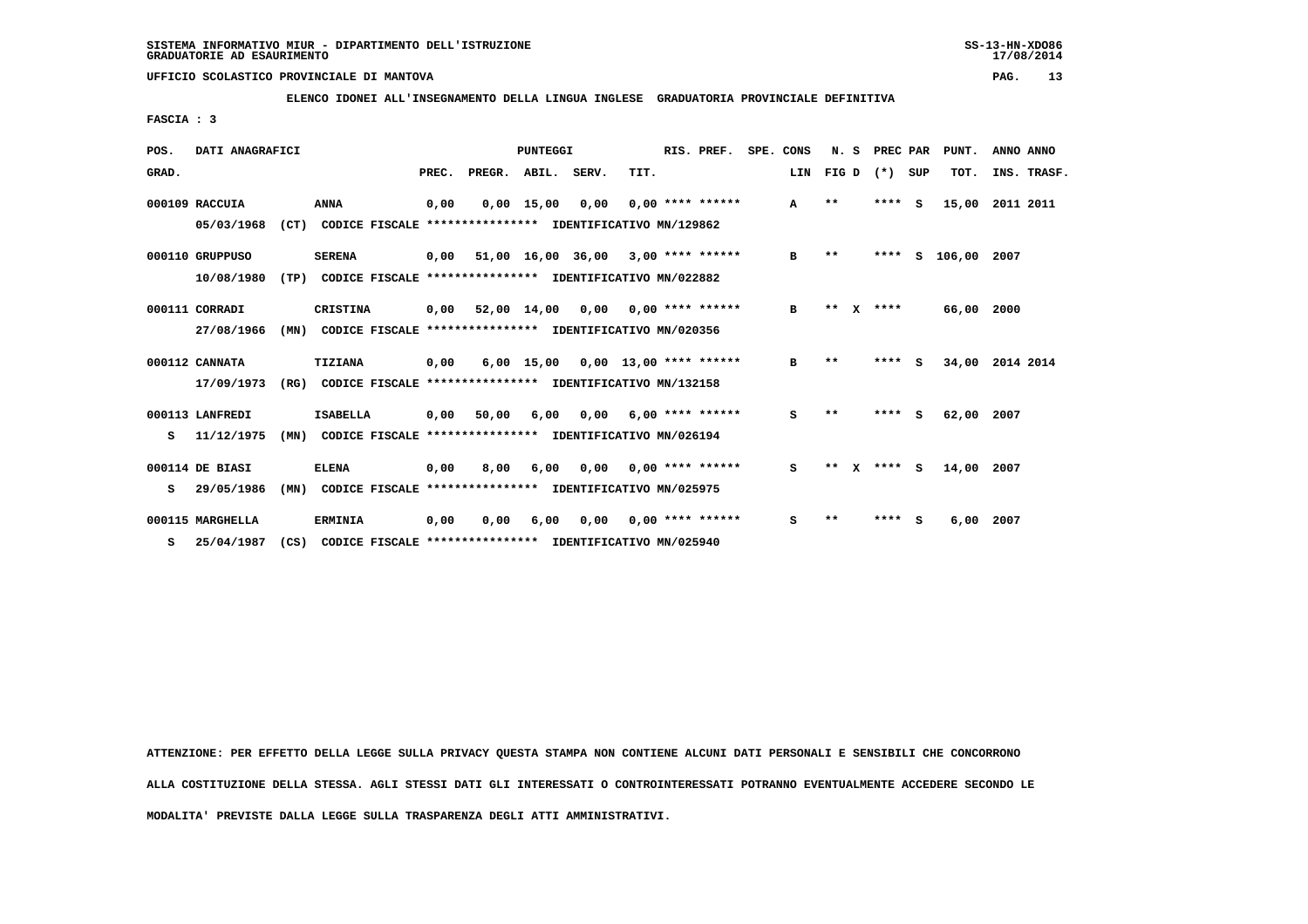SISTEMA INFORMATIVO MIUR - DIPARTIMENTO DELL'ISTRUZIONE
GRADUATORIE AD ESAURIMENTO

UFFICIO SCOLASTICO PROVINCIALE DI MANTOVA

**ELENCO IDONEI ALL'INSEGNAMENTO DELLA LINGUA INGLESE GRADUATORIA PROVINCIALE DEFINITIVA**

**FASCIA : 3**

| POS. GRAD. | DATI ANAGRAFICI | | | PREC. | PREGR. | ABIL. | SERV. | TIT. | RIS. PREF. | SPE. CONS | LIN | N. S FIG D | PREC PAR (*) SUP | PUNT. TOT. | ANNO INS. | ANNO TRASF. |
|---|---|---|---|---|---|---|---|---|---|---|---|---|---|---|---|---|
| 000109 | RACCUIA | ANNA | | 0,00 | 0,00 | 15,00 | 0,00 | 0,00 | **** ****** | | A | ** | **** S | 15,00 | 2011 | 2011 |
| | 05/03/1968 | (CT) | CODICE FISCALE **************** IDENTIFICATIVO MN/129862 | | | | | | | | | | | | | |
| 000110 | GRUPPUSO | SERENA | | 0,00 | 51,00 | 16,00 | 36,00 | 3,00 | **** ****** | | B | ** | **** S | 106,00 | 2007 | |
| | 10/08/1980 | (TP) | CODICE FISCALE **************** IDENTIFICATIVO MN/022882 | | | | | | | | | | | | | |
| 000111 | CORRADI | CRISTINA | | 0,00 | 52,00 | 14,00 | 0,00 | 0,00 | **** ****** | | B | ** X | **** | 66,00 | 2000 | |
| | 27/08/1966 | (MN) | CODICE FISCALE **************** IDENTIFICATIVO MN/020356 | | | | | | | | | | | | | |
| 000112 | CANNATA | TIZIANA | | 0,00 | 6,00 | 15,00 | 0,00 | 13,00 | **** ****** | | B | ** | **** S | 34,00 | 2014 | 2014 |
| | 17/09/1973 | (RG) | CODICE FISCALE **************** IDENTIFICATIVO MN/132158 | | | | | | | | | | | | | |
| 000113 | LANFREDI | ISABELLA | | 0,00 | 50,00 | 6,00 | 0,00 | 6,00 | **** ****** | | S | ** | **** S | 62,00 | 2007 | |
| S | 11/12/1975 | (MN) | CODICE FISCALE **************** IDENTIFICATIVO MN/026194 | | | | | | | | | | | | | |
| 000114 | DE BIASI | ELENA | | 0,00 | 8,00 | 6,00 | 0,00 | 0,00 | **** ****** | | S | ** X | **** S | 14,00 | 2007 | |
| S | 29/05/1986 | (MN) | CODICE FISCALE **************** IDENTIFICATIVO MN/025975 | | | | | | | | | | | | | |
| 000115 | MARGHELLA | ERMINIA | | 0,00 | 0,00 | 6,00 | 0,00 | 0,00 | **** ****** | | S | ** | **** S | 6,00 | 2007 | |
| S | 25/04/1987 | (CS) | CODICE FISCALE **************** IDENTIFICATIVO MN/025940 | | | | | | | | | | | | | |

ATTENZIONE: PER EFFETTO DELLA LEGGE SULLA PRIVACY QUESTA STAMPA NON CONTIENE ALCUNI DATI PERSONALI E SENSIBILI CHE CONCORRONO ALLA COSTITUZIONE DELLA STESSA. AGLI STESSI DATI GLI INTERESSATI O CONTROINTERESSATI POTRANNO EVENTUALMENTE ACCEDERE SECONDO LE MODALITA' PREVISTE DALLA LEGGE SULLA TRASPARENZA DEGLI ATTI AMMINISTRATIVI.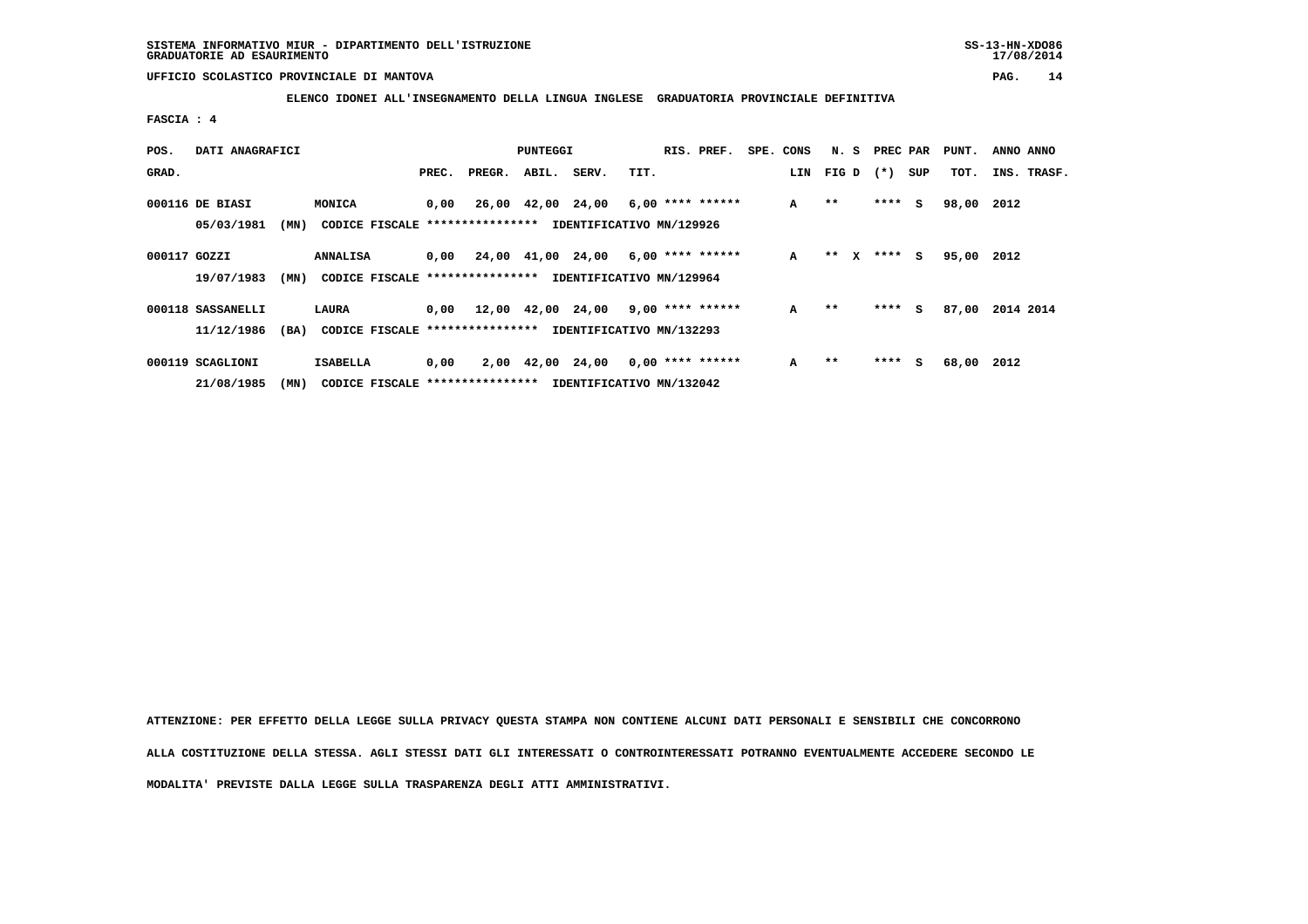SISTEMA INFORMATIVO MIUR - DIPARTIMENTO DELL'ISTRUZIONE
GRADUATORIE AD ESAURIMENTO

UFFICIO SCOLASTICO PROVINCIALE DI MANTOVA

**ELENCO IDONEI ALL'INSEGNAMENTO DELLA LINGUA INGLESE GRADUATORIA PROVINCIALE DEFINITIVA**

**FASCIA : 4**

| POS. GRAD. | DATI ANAGRAFICI | | | PREC. | PREGR. | ABIL. | SERV. | TIT. | RIS. PREF. | SPE. CONS LIN | N. S FIG D | PREC PAR (*) SUP | PUNT. TOT. | ANNO INS. | ANNO TRASF. |
|---|---|---|---|---|---|---|---|---|---|---|---|---|---|---|---|
| 000116 | DE BIASI | | MONICA | 0,00 | 26,00 | 42,00 | 24,00 | 6,00 | **** ****** | A | ** | **** S | 98,00 | 2012 | |
| | 05/03/1981 | (MN) | CODICE FISCALE **************** IDENTIFICATIVO MN/129926 | | | | | | | | | | | | |
| 000117 | GOZZI | | ANNALISA | 0,00 | 24,00 | 41,00 | 24,00 | 6,00 | **** ****** | A | ** X | **** S | 95,00 | 2012 | |
| | 19/07/1983 | (MN) | CODICE FISCALE **************** IDENTIFICATIVO MN/129964 | | | | | | | | | | | | |
| 000118 | SASSANELLI | | LAURA | 0,00 | 12,00 | 42,00 | 24,00 | 9,00 | **** ****** | A | ** | **** S | 87,00 | 2014 | 2014 |
| | 11/12/1986 | (BA) | CODICE FISCALE **************** IDENTIFICATIVO MN/132293 | | | | | | | | | | | | |
| 000119 | SCAGLIONI | | ISABELLA | 0,00 | 2,00 | 42,00 | 24,00 | 0,00 | **** ****** | A | ** | **** S | 68,00 | 2012 | |
| | 21/08/1985 | (MN) | CODICE FISCALE **************** IDENTIFICATIVO MN/132042 | | | | | | | | | | | | |

**ATTENZIONE: PER EFFETTO DELLA LEGGE SULLA PRIVACY QUESTA STAMPA NON CONTIENE ALCUNI DATI PERSONALI E SENSIBILI CHE CONCORRONO ALLA COSTITUZIONE DELLA STESSA. AGLI STESSI DATI GLI INTERESSATI O CONTROINTERESSATI POTRANNO EVENTUALMENTE ACCEDERE SECONDO LE MODALITA' PREVISTE DALLA LEGGE SULLA TRASPARENZA DEGLI ATTI AMMINISTRATIVI.**